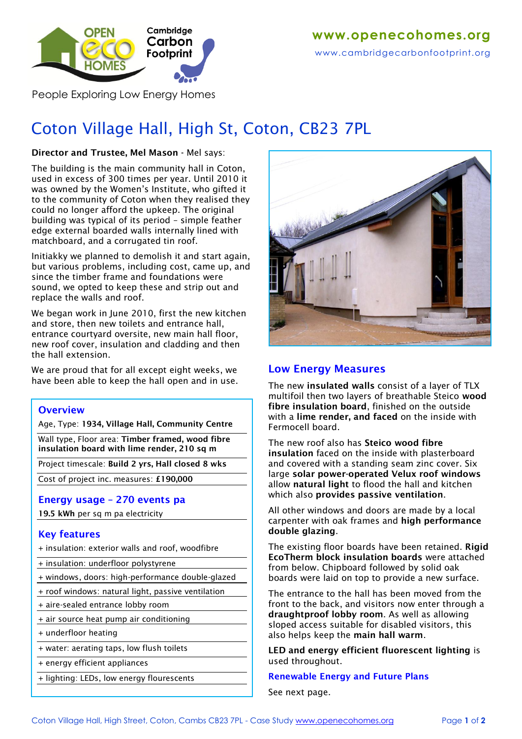OPEN ECO HOMES — Cambridge Carbon Footprint

**www.openecohomes.org**

www.cambridgecarbonfootprint.org

People Exploring Low Energy Homes

# Coton Village Hall, High St, Coton, CB23 7PL

**Director and Trustee, Mel Mason** - Mel says:

The building is the main community hall in Coton, used in excess of 300 times per year. Until 2010 it was owned by the Women's Institute, who gifted it to the community of Coton when they realised they could no longer afford the upkeep. The original building was typical of its period – simple feather edge external boarded walls internally lined with matchboard, and a corrugated tin roof.

Initiakky we planned to demolish it and start again, but various problems, including cost, came up, and since the timber frame and foundations were sound, we opted to keep these and strip out and replace the walls and roof.

We began work in June 2010, first the new kitchen and store, then new toilets and entrance hall, entrance courtyard oversite, new main hall floor, new roof cover, insulation and cladding and then the hall extension.

We are proud that for all except eight weeks, we have been able to keep the hall open and in use.

## Overview

Age, Type: **1934, Village Hall, Community Centre**

Wall type, Floor area: **Timber framed, wood fibre insulation board with lime render, 210 sq m**

Project timescale: **Build 2 yrs, Hall closed 8 wks**

Cost of project inc. measures: **£190,000**

## Energy usage – 270 events pa

**19.5 kWh** per sq m pa electricity

## Key features

+ insulation: exterior walls and roof, woodfibre
+ insulation: underfloor polystyrene
+ windows, doors: high-performance double-glazed
+ roof windows: natural light, passive ventilation
+ aire-sealed entrance lobby room
+ air source heat pump air conditioning
+ underfloor heating
+ water: aerating taps, low flush toilets
+ energy efficient appliances
+ lighting: LEDs, low energy flourescents

## Low Energy Measures

The new **insulated walls** consist of a layer of TLX multifoil then two layers of breathable Steico **wood fibre insulation board**, finished on the outside with a **lime render, and faced** on the inside with Fermocell board.

The new roof also has **Steico wood fibre insulation** faced on the inside with plasterboard and covered with a standing seam zinc cover. Six large **solar power-operated Velux roof windows** allow **natural light** to flood the hall and kitchen which also **provides passive ventilation**.

All other windows and doors are made by a local carpenter with oak frames and **high performance double glazing**.

The existing floor boards have been retained. **Rigid EcoTherm block insulation boards** were attached from below. Chipboard followed by solid oak boards were laid on top to provide a new surface.

The entrance to the hall has been moved from the front to the back, and visitors now enter through a **draughtproof lobby room**. As well as allowing sloped access suitable for disabled visitors, this also helps keep the **main hall warm**.

**LED and energy efficient fluorescent lighting** is used throughout.

### Renewable Energy and Future Plans

See next page.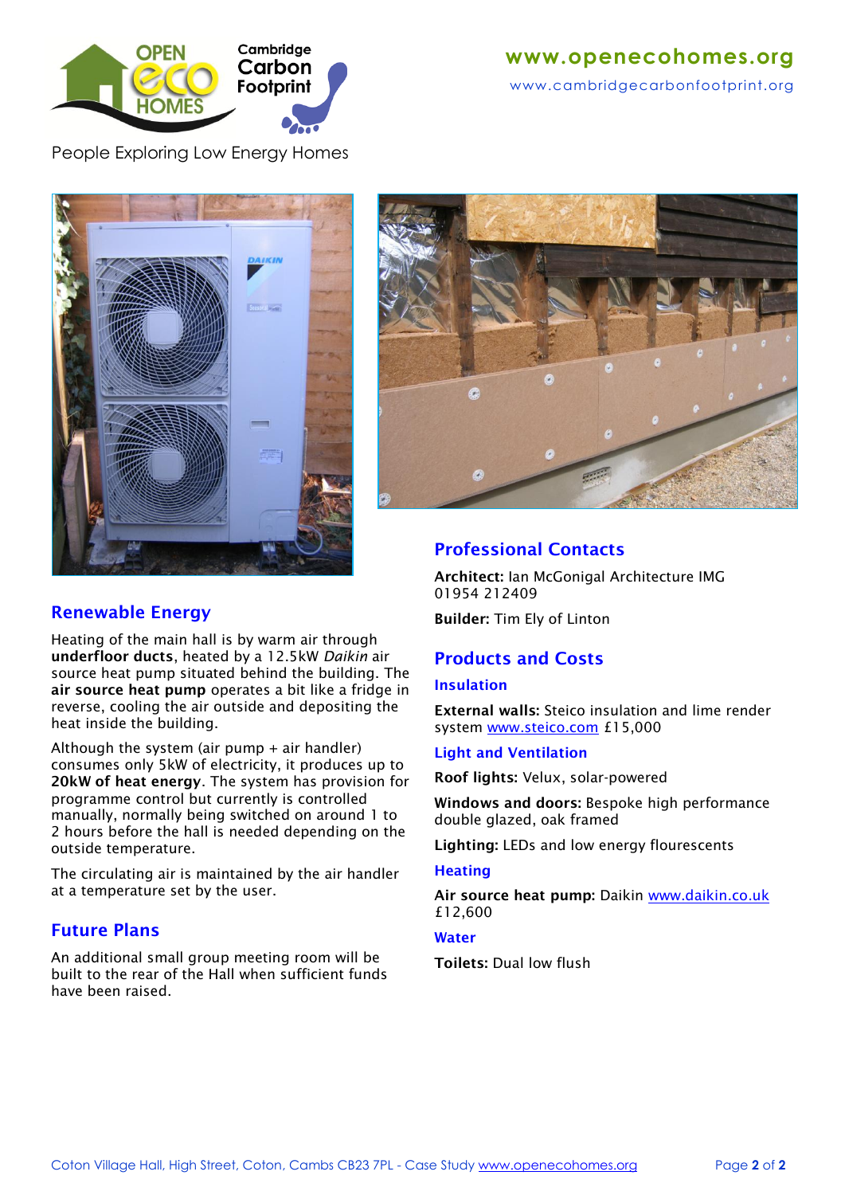People Exploring Low Energy Homes

## Renewable Energy

Heating of the main hall is by warm air through **underfloor ducts**, heated by a 12.5kW *Daikin* air source heat pump situated behind the building. The **air source heat pump** operates a bit like a fridge in reverse, cooling the air outside and depositing the heat inside the building.

Although the system (air pump + air handler) consumes only 5kW of electricity, it produces up to **20kW of heat energy**. The system has provision for programme control but currently is controlled manually, normally being switched on around 1 to 2 hours before the hall is needed depending on the outside temperature.

The circulating air is maintained by the air handler at a temperature set by the user.

## Future Plans

An additional small group meeting room will be built to the rear of the Hall when sufficient funds have been raised.

## Professional Contacts

**Architect:** Ian McGonigal Architecture IMG 01954 212409

**Builder:** Tim Ely of Linton

## Products and Costs

### Insulation

**External walls:** Steico insulation and lime render system www.steico.com £15,000

### Light and Ventilation

**Roof lights:** Velux, solar-powered

**Windows and doors:** Bespoke high performance double glazed, oak framed

**Lighting:** LEDs and low energy flourescents

### Heating

**Air source heat pump:** Daikin www.daikin.co.uk £12,600

### Water

**Toilets:** Dual low flush